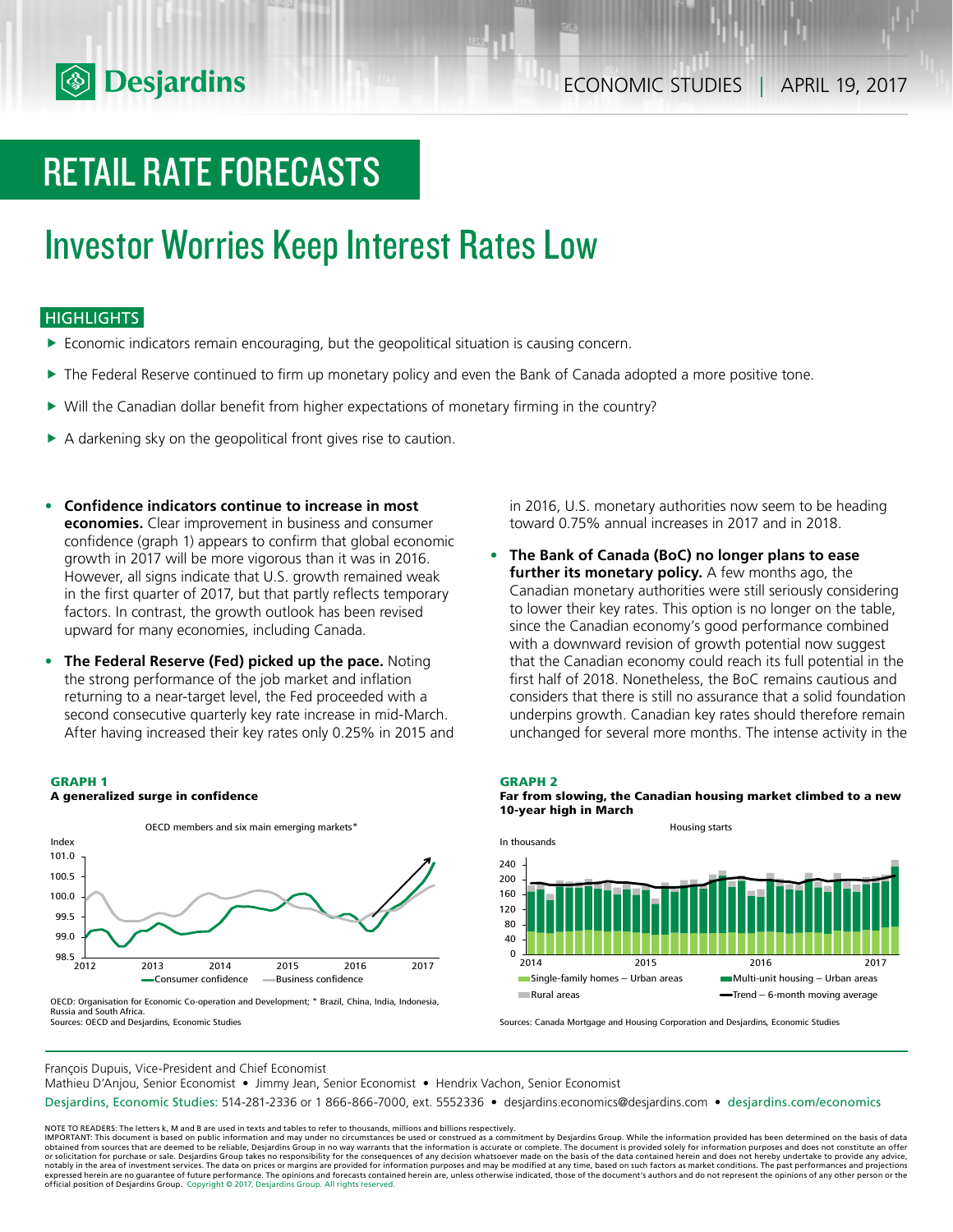# RETAIL RATE FORECASTS

## Investor Worries Keep Interest Rates Low

### HIGHLIGHTS

- Economic indicators remain encouraging, but the geopolitical situation is causing concern.
- The Federal Reserve continued to firm up monetary policy and even the Bank of Canada adopted a more positive tone.
- Will the Canadian dollar benefit from higher expectations of monetary firming in the country?
- A darkening sky on the geopolitical front gives rise to caution.

- **Confidence indicators continue to increase in most economies.** Clear improvement in business and consumer confidence (graph 1) appears to confirm that global economic growth in 2017 will be more vigorous than it was in 2016. However, all signs indicate that U.S. growth remained weak in the first quarter of 2017, but that partly reflects temporary factors. In contrast, the growth outlook has been revised upward for many economies, including Canada.
- **The Federal Reserve (Fed) picked up the pace.** Noting the strong performance of the job market and inflation returning to a near-target level, the Fed proceeded with a second consecutive quarterly key rate increase in mid-March. After having increased their key rates only 0.25% in 2015 and in 2016, U.S. monetary authorities now seem to be heading toward 0.75% annual increases in 2017 and in 2018.
- **The Bank of Canada (BoC) no longer plans to ease further its monetary policy.** A few months ago, the Canadian monetary authorities were still seriously considering to lower their key rates. This option is no longer on the table, since the Canadian economy's good performance combined with a downward revision of growth potential now suggest that the Canadian economy could reach its full potential in the first half of 2018. Nonetheless, the BoC remains cautious and considers that there is still no assurance that a solid foundation underpins growth. Canadian key rates should therefore remain unchanged for several more months. The intense activity in the

**GRAPH 1**
**A generalized surge in confidence**

OECD members and six main emerging markets*

OECD: Organisation for Economic Co-operation and Development; * Brazil, China, India, Indonesia, Russia and South Africa.
Sources: OECD and Desjardins, Economic Studies

**GRAPH 2**
**Far from slowing, the Canadian housing market climbed to a new 10-year high in March**

Housing starts

Sources: Canada Mortgage and Housing Corporation and Desjardins, Economic Studies

François Dupuis, Vice-President and Chief Economist
Mathieu D'Anjou, Senior Economist • Jimmy Jean, Senior Economist • Hendrix Vachon, Senior Economist
Desjardins, Economic Studies: 514-281-2336 or 1 866-866-7000, ext. 5552336 • desjardins.economics@desjardins.com • desjardins.com/economics

NOTE TO READERS: The letters k, M and B are used in texts and tables to refer to thousands, millions and billions respectively.
IMPORTANT: This document is based on public information and may under no circumstances be used or construed as a commitment by Desjardins Group. While the information provided has been determined on the basis of data obtained from sources that are deemed to be reliable, Desjardins Group in no way warrants that the information is accurate or complete. The document is provided solely for information purposes and does not constitute an offer or solicitation for purchase or sale. Desjardins Group takes no responsibility for the consequences of any decision whatsoever made on the basis of the data contained herein and does not hereby undertake to provide any advice, notably in the area of investment services. The data on prices or margins are provided for information purposes and may be modified at any time, based on such factors as market conditions. The past performances and projections expressed herein are no guarantee of future performance. The opinions and forecasts contained herein are, unless otherwise indicated, those of the document's authors and do not represent the opinions of any other person or the official position of Desjardins Group. Copyright © 2017, Desjardins Group. All rights reserved.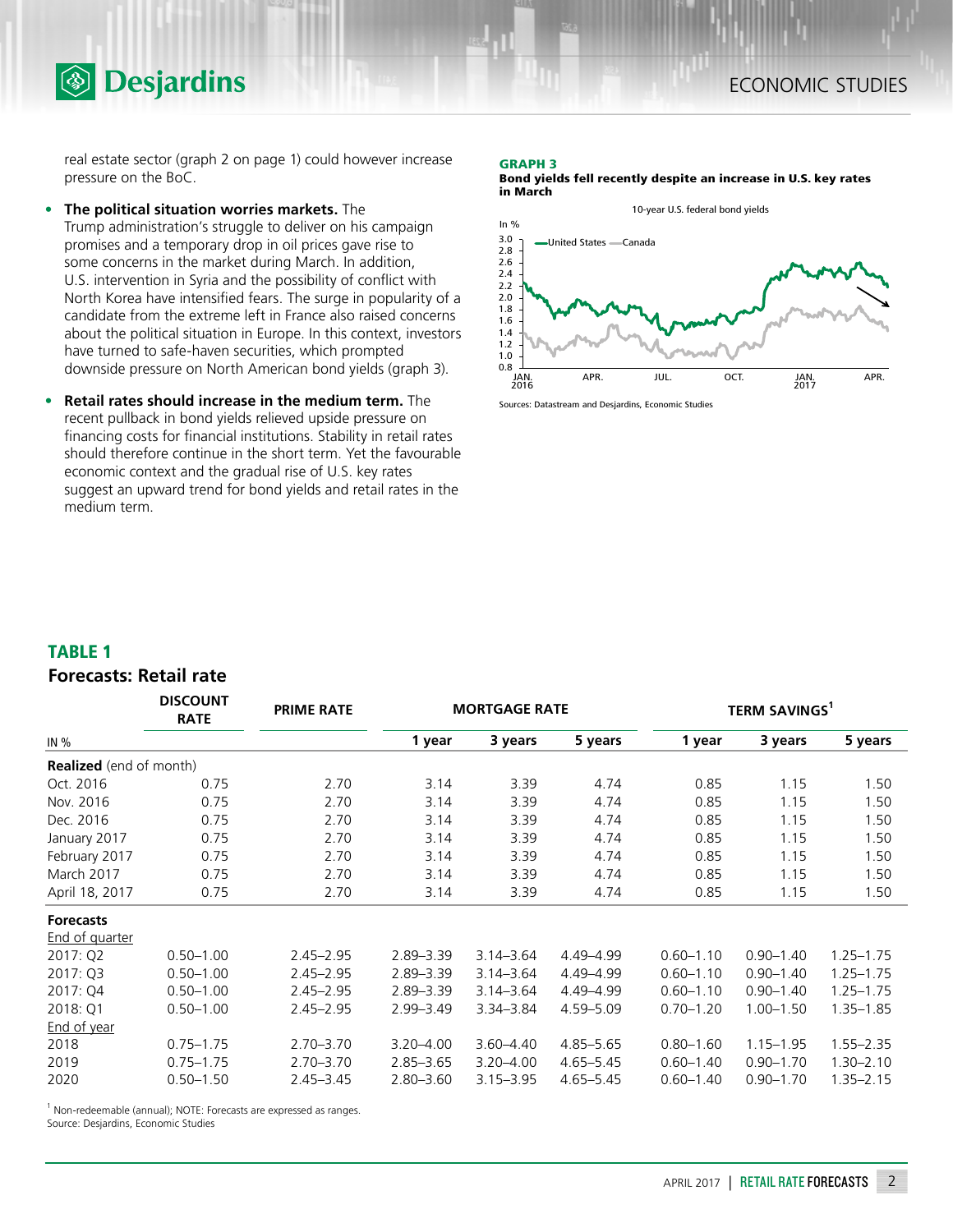real estate sector (graph 2 on page 1) could however increase pressure on the BoC.

- **The political situation worries markets.** The Trump administration's struggle to deliver on his campaign promises and a temporary drop in oil prices gave rise to some concerns in the market during March. In addition, U.S. intervention in Syria and the possibility of conflict with North Korea have intensified fears. The surge in popularity of a candidate from the extreme left in France also raised concerns about the political situation in Europe. In this context, investors have turned to safe-haven securities, which prompted downside pressure on North American bond yields (graph 3).
- **Retail rates should increase in the medium term.** The recent pullback in bond yields relieved upside pressure on financing costs for financial institutions. Stability in retail rates should therefore continue in the short term. Yet the favourable economic context and the gradual rise of U.S. key rates suggest an upward trend for bond yields and retail rates in the medium term.

**GRAPH 3**
**Bond yields fell recently despite an increase in U.S. key rates in March**

10-year U.S. federal bond yields

Sources: Datastream and Desjardins, Economic Studies

## TABLE 1
### Forecasts: Retail rate

| IN % | DISCOUNT RATE | PRIME RATE | MORTGAGE RATE 1 year | MORTGAGE RATE 3 years | MORTGAGE RATE 5 years | TERM SAVINGS[1] 1 year | TERM SAVINGS[1] 3 years | TERM SAVINGS[1] 5 years |
|---|---|---|---|---|---|---|---|---|
| **Realized** (end of month) | | | | | | | | |
| Oct. 2016 | 0.75 | 2.70 | 3.14 | 3.39 | 4.74 | 0.85 | 1.15 | 1.50 |
| Nov. 2016 | 0.75 | 2.70 | 3.14 | 3.39 | 4.74 | 0.85 | 1.15 | 1.50 |
| Dec. 2016 | 0.75 | 2.70 | 3.14 | 3.39 | 4.74 | 0.85 | 1.15 | 1.50 |
| January 2017 | 0.75 | 2.70 | 3.14 | 3.39 | 4.74 | 0.85 | 1.15 | 1.50 |
| February 2017 | 0.75 | 2.70 | 3.14 | 3.39 | 4.74 | 0.85 | 1.15 | 1.50 |
| March 2017 | 0.75 | 2.70 | 3.14 | 3.39 | 4.74 | 0.85 | 1.15 | 1.50 |
| April 18, 2017 | 0.75 | 2.70 | 3.14 | 3.39 | 4.74 | 0.85 | 1.15 | 1.50 |
| **Forecasts** | | | | | | | | |
| End of quarter | | | | | | | | |
| 2017: Q2 | 0.50–1.00 | 2.45–2.95 | 2.89–3.39 | 3.14–3.64 | 4.49–4.99 | 0.60–1.10 | 0.90–1.40 | 1.25–1.75 |
| 2017: Q3 | 0.50–1.00 | 2.45–2.95 | 2.89–3.39 | 3.14–3.64 | 4.49–4.99 | 0.60–1.10 | 0.90–1.40 | 1.25–1.75 |
| 2017: Q4 | 0.50–1.00 | 2.45–2.95 | 2.89–3.39 | 3.14–3.64 | 4.49–4.99 | 0.60–1.10 | 0.90–1.40 | 1.25–1.75 |
| 2018: Q1 | 0.50–1.00 | 2.45–2.95 | 2.99–3.49 | 3.34–3.84 | 4.59–5.09 | 0.70–1.20 | 1.00–1.50 | 1.35–1.85 |
| End of year | | | | | | | | |
| 2018 | 0.75–1.75 | 2.70–3.70 | 3.20–4.00 | 3.60–4.40 | 4.85–5.65 | 0.80–1.60 | 1.15–1.95 | 1.55–2.35 |
| 2019 | 0.75–1.75 | 2.70–3.70 | 2.85–3.65 | 3.20–4.00 | 4.65–5.45 | 0.60–1.40 | 0.90–1.70 | 1.30–2.10 |
| 2020 | 0.50–1.50 | 2.45–3.45 | 2.80–3.60 | 3.15–3.95 | 4.65–5.45 | 0.60–1.40 | 0.90–1.70 | 1.35–2.15 |

[1] Non-redeemable (annual); NOTE: Forecasts are expressed as ranges.
Source: Desjardins, Economic Studies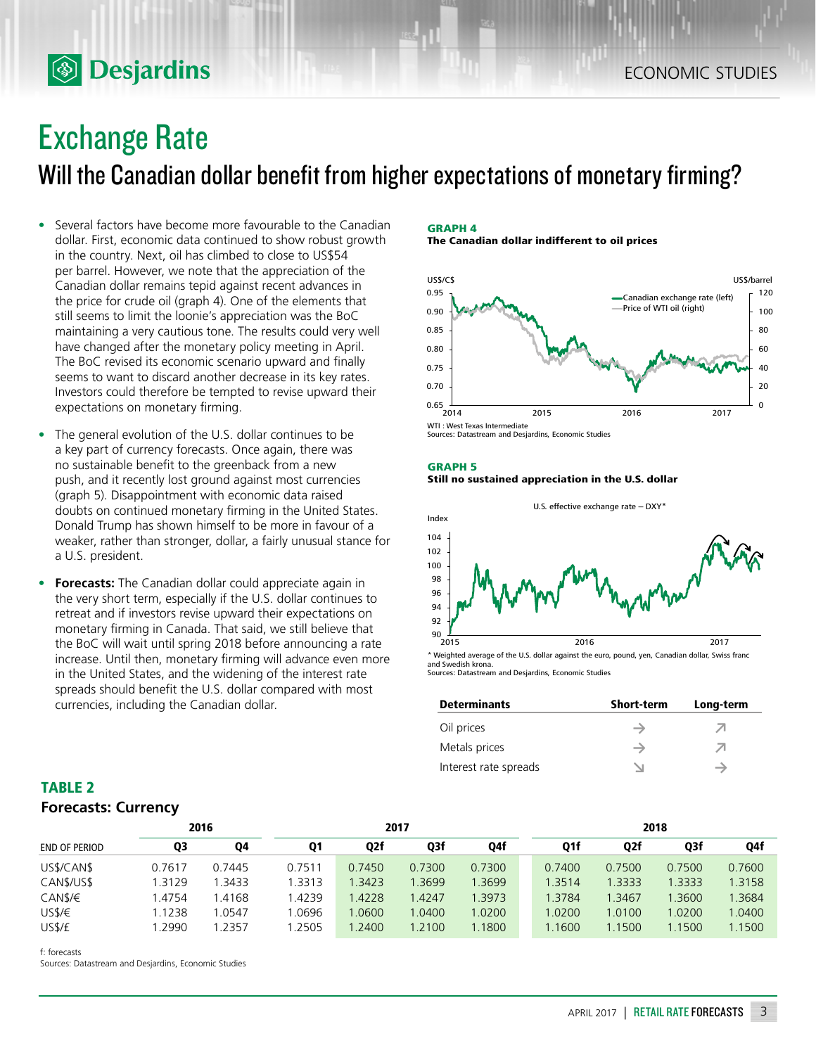# Exchange Rate

## Will the Canadian dollar benefit from higher expectations of monetary firming?

- Several factors have become more favourable to the Canadian dollar. First, economic data continued to show robust growth in the country. Next, oil has climbed to close to US$54 per barrel. However, we note that the appreciation of the Canadian dollar remains tepid against recent advances in the price for crude oil (graph 4). One of the elements that still seems to limit the loonie's appreciation was the BoC maintaining a very cautious tone. The results could very well have changed after the monetary policy meeting in April. The BoC revised its economic scenario upward and finally seems to want to discard another decrease in its key rates. Investors could therefore be tempted to revise upward their expectations on monetary firming.
- The general evolution of the U.S. dollar continues to be a key part of currency forecasts. Once again, there was no sustainable benefit to the greenback from a new push, and it recently lost ground against most currencies (graph 5). Disappointment with economic data raised doubts on continued monetary firming in the United States. Donald Trump has shown himself to be more in favour of a weaker, rather than stronger, dollar, a fairly unusual stance for a U.S. president.
- **Forecasts:** The Canadian dollar could appreciate again in the very short term, especially if the U.S. dollar continues to retreat and if investors revise upward their expectations on monetary firming in Canada. That said, we still believe that the BoC will wait until spring 2018 before announcing a rate increase. Until then, monetary firming will advance even more in the United States, and the widening of the interest rate spreads should benefit the U.S. dollar compared with most currencies, including the Canadian dollar.

**GRAPH 4**
**The Canadian dollar indifferent to oil prices**

WTI : West Texas Intermediate
Sources: Datastream and Desjardins, Economic Studies

**GRAPH 5**
**Still no sustained appreciation in the U.S. dollar**

\* Weighted average of the U.S. dollar against the euro, pound, yen, Canadian dollar, Swiss franc and Swedish krona.
Sources: Datastream and Desjardins, Economic Studies

| Determinants | Short-term | Long-term |
|---|---|---|
| Oil prices | → | ↗ |
| Metals prices | → | ↗ |
| Interest rate spreads | ↘ | → |

**TABLE 2**
**Forecasts: Currency**

| | 2016 | | 2017 | | | | 2018 | | | |
|---|---|---|---|---|---|---|---|---|---|---|
| END OF PERIOD | Q3 | Q4 | Q1 | Q2f | Q3f | Q4f | Q1f | Q2f | Q3f | Q4f |
| US$/CAN$ | 0.7617 | 0.7445 | 0.7511 | 0.7450 | 0.7300 | 0.7300 | 0.7400 | 0.7500 | 0.7500 | 0.7600 |
| CAN$/US$ | 1.3129 | 1.3433 | 1.3313 | 1.3423 | 1.3699 | 1.3699 | 1.3514 | 1.3333 | 1.3333 | 1.3158 |
| CAN$/€ | 1.4754 | 1.4168 | 1.4239 | 1.4228 | 1.4247 | 1.3973 | 1.3784 | 1.3467 | 1.3600 | 1.3684 |
| US$/€ | 1.1238 | 1.0547 | 1.0696 | 1.0600 | 1.0400 | 1.0200 | 1.0200 | 1.0100 | 1.0200 | 1.0400 |
| US$/£ | 1.2990 | 1.2357 | 1.2505 | 1.2400 | 1.2100 | 1.1800 | 1.1600 | 1.1500 | 1.1500 | 1.1500 |

f: forecasts
Sources: Datastream and Desjardins, Economic Studies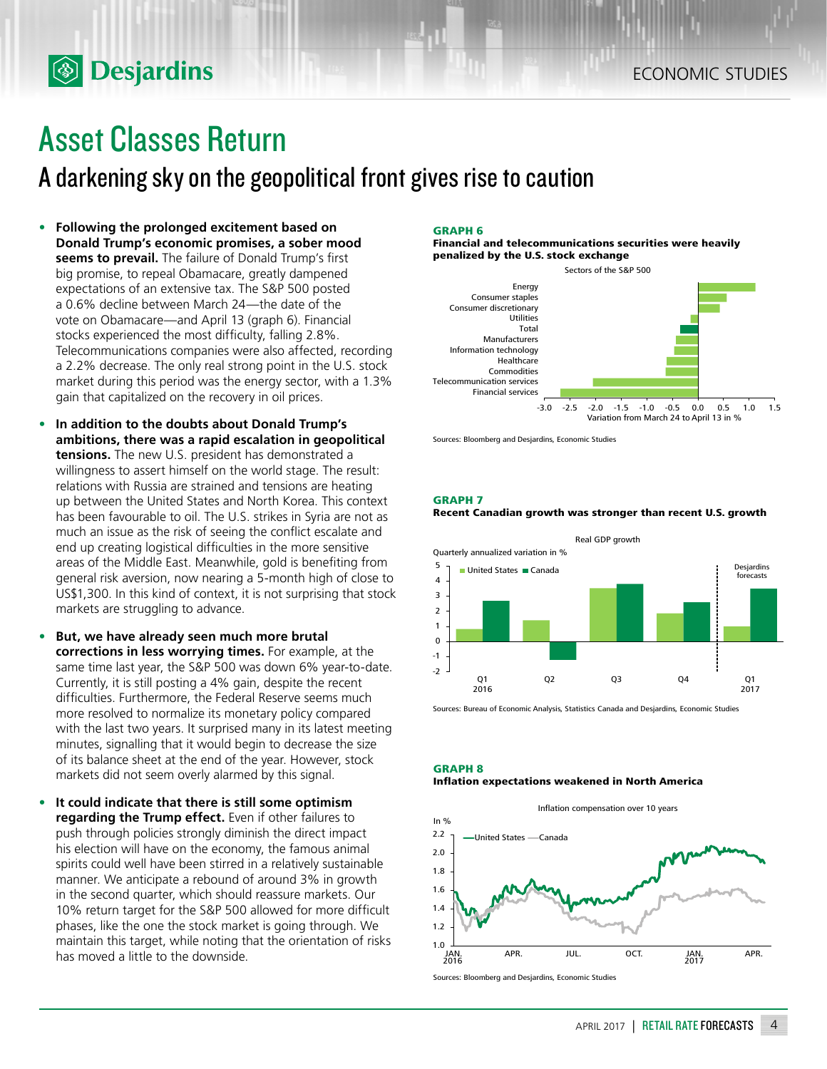# Asset Classes Return

## A darkening sky on the geopolitical front gives rise to caution

- **Following the prolonged excitement based on Donald Trump's economic promises, a sober mood seems to prevail.** The failure of Donald Trump's first big promise, to repeal Obamacare, greatly dampened expectations of an extensive tax. The S&P 500 posted a 0.6% decline between March 24—the date of the vote on Obamacare—and April 13 (graph 6). Financial stocks experienced the most difficulty, falling 2.8%. Telecommunications companies were also affected, recording a 2.2% decrease. The only real strong point in the U.S. stock market during this period was the energy sector, with a 1.3% gain that capitalized on the recovery in oil prices.
- **In addition to the doubts about Donald Trump's ambitions, there was a rapid escalation in geopolitical tensions.** The new U.S. president has demonstrated a willingness to assert himself on the world stage. The result: relations with Russia are strained and tensions are heating up between the United States and North Korea. This context has been favourable to oil. The U.S. strikes in Syria are not as much an issue as the risk of seeing the conflict escalate and end up creating logistical difficulties in the more sensitive areas of the Middle East. Meanwhile, gold is benefiting from general risk aversion, now nearing a 5-month high of close to US$1,300. In this kind of context, it is not surprising that stock markets are struggling to advance.
- **But, we have already seen much more brutal corrections in less worrying times.** For example, at the same time last year, the S&P 500 was down 6% year-to-date. Currently, it is still posting a 4% gain, despite the recent difficulties. Furthermore, the Federal Reserve seems much more resolved to normalize its monetary policy compared with the last two years. It surprised many in its latest meeting minutes, signalling that it would begin to decrease the size of its balance sheet at the end of the year. However, stock markets did not seem overly alarmed by this signal.
- **It could indicate that there is still some optimism regarding the Trump effect.** Even if other failures to push through policies strongly diminish the direct impact his election will have on the economy, the famous animal spirits could well have been stirred in a relatively sustainable manner. We anticipate a rebound of around 3% in growth in the second quarter, which should reassure markets. Our 10% return target for the S&P 500 allowed for more difficult phases, like the one the stock market is going through. We maintain this target, while noting that the orientation of risks has moved a little to the downside.

**GRAPH 6**
**Financial and telecommunications securities were heavily penalized by the U.S. stock exchange**

Sectors of the S&P 500 — Variation from March 24 to April 13 in %: Energy, Consumer staples, Consumer discretionary, Utilities, Total, Manufacturers, Information technology, Healthcare, Commodities, Telecommunication services, Financial services

Sources: Bloomberg and Desjardins, Economic Studies

**GRAPH 7**
**Recent Canadian growth was stronger than recent U.S. growth**

Real GDP growth — Quarterly annualized variation in % — United States, Canada; Q1 2016 to Q1 2017 (Desjardins forecasts)

Sources: Bureau of Economic Analysis, Statistics Canada and Desjardins, Economic Studies

**GRAPH 8**
**Inflation expectations weakened in North America**

Inflation compensation over 10 years — In % — United States, Canada; Jan. 2016 to Apr. 2017

Sources: Bloomberg and Desjardins, Economic Studies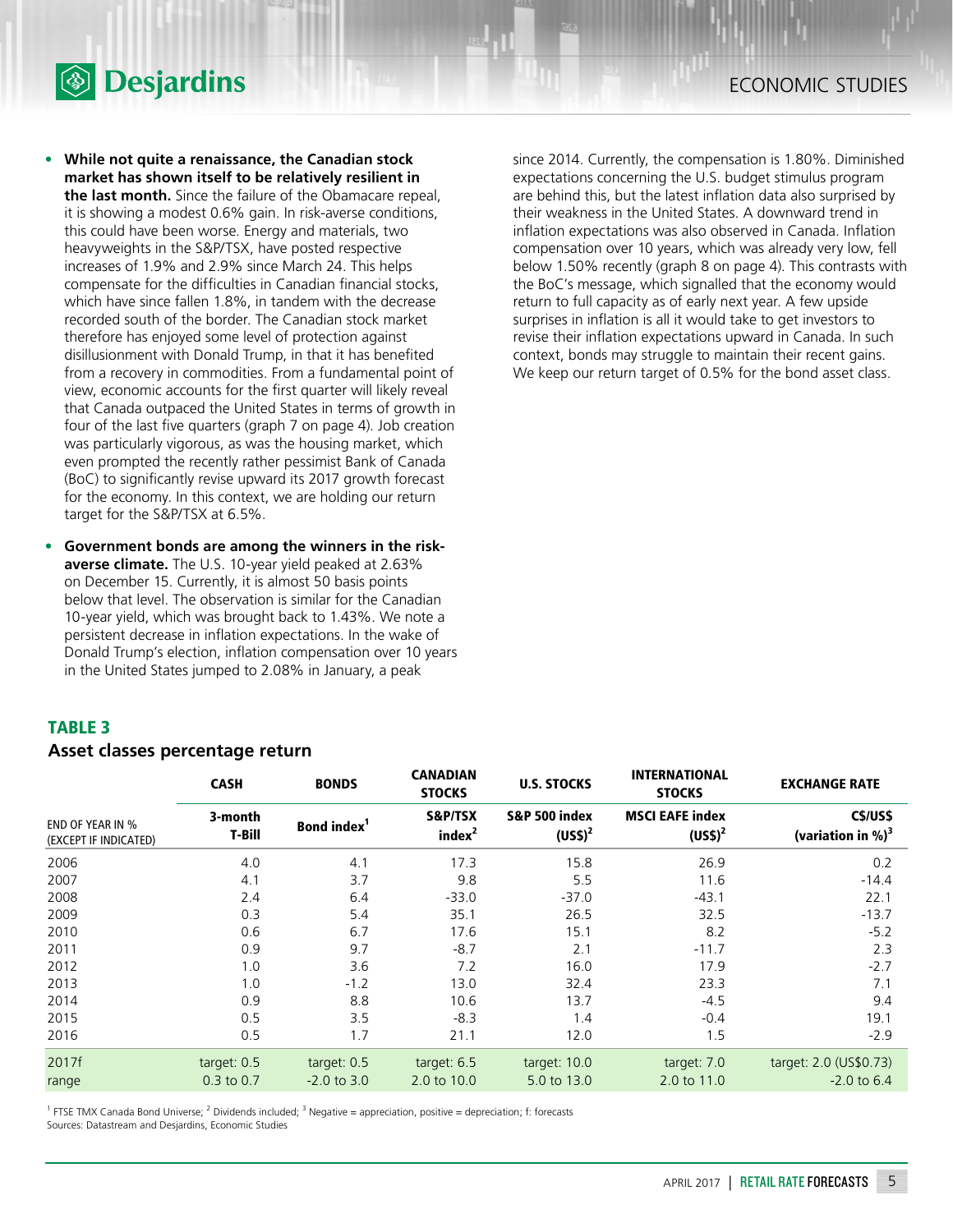- **While not quite a renaissance, the Canadian stock market has shown itself to be relatively resilient in the last month.** Since the failure of the Obamacare repeal, it is showing a modest 0.6% gain. In risk-averse conditions, this could have been worse. Energy and materials, two heavyweights in the S&P/TSX, have posted respective increases of 1.9% and 2.9% since March 24. This helps compensate for the difficulties in Canadian financial stocks, which have since fallen 1.8%, in tandem with the decrease recorded south of the border. The Canadian stock market therefore has enjoyed some level of protection against disillusionment with Donald Trump, in that it has benefited from a recovery in commodities. From a fundamental point of view, economic accounts for the first quarter will likely reveal that Canada outpaced the United States in terms of growth in four of the last five quarters (graph 7 on page 4). Job creation was particularly vigorous, as was the housing market, which even prompted the recently rather pessimist Bank of Canada (BoC) to significantly revise upward its 2017 growth forecast for the economy. In this context, we are holding our return target for the S&P/TSX at 6.5%.

- **Government bonds are among the winners in the risk-averse climate.** The U.S. 10-year yield peaked at 2.63% on December 15. Currently, it is almost 50 basis points below that level. The observation is similar for the Canadian 10-year yield, which was brought back to 1.43%. We note a persistent decrease in inflation expectations. In the wake of Donald Trump's election, inflation compensation over 10 years in the United States jumped to 2.08% in January, a peak since 2014. Currently, the compensation is 1.80%. Diminished expectations concerning the U.S. budget stimulus program are behind this, but the latest inflation data also surprised by their weakness in the United States. A downward trend in inflation expectations was also observed in Canada. Inflation compensation over 10 years, which was already very low, fell below 1.50% recently (graph 8 on page 4). This contrasts with the BoC's message, which signalled that the economy would return to full capacity as of early next year. A few upside surprises in inflation is all it would take to get investors to revise their inflation expectations upward in Canada. In such context, bonds may struggle to maintain their recent gains. We keep our return target of 0.5% for the bond asset class.

### TABLE 3
**Asset classes percentage return**

| | CASH | BONDS | CANADIAN STOCKS | U.S. STOCKS | INTERNATIONAL STOCKS | EXCHANGE RATE |
|---|---|---|---|---|---|---|
| END OF YEAR IN % (EXCEPT IF INDICATED) | 3-month T-Bill | Bond index[1] | S&P/TSX index[2] | S&P 500 index (US$)[2] | MSCI EAFE index (US$)[2] | C$/US$ (variation in %)[3] |
| 2006 | 4.0 | 4.1 | 17.3 | 15.8 | 26.9 | 0.2 |
| 2007 | 4.1 | 3.7 | 9.8 | 5.5 | 11.6 | -14.4 |
| 2008 | 2.4 | 6.4 | -33.0 | -37.0 | -43.1 | 22.1 |
| 2009 | 0.3 | 5.4 | 35.1 | 26.5 | 32.5 | -13.7 |
| 2010 | 0.6 | 6.7 | 17.6 | 15.1 | 8.2 | -5.2 |
| 2011 | 0.9 | 9.7 | -8.7 | 2.1 | -11.7 | 2.3 |
| 2012 | 1.0 | 3.6 | 7.2 | 16.0 | 17.9 | -2.7 |
| 2013 | 1.0 | -1.2 | 13.0 | 32.4 | 23.3 | 7.1 |
| 2014 | 0.9 | 8.8 | 10.6 | 13.7 | -4.5 | 9.4 |
| 2015 | 0.5 | 3.5 | -8.3 | 1.4 | -0.4 | 19.1 |
| 2016 | 0.5 | 1.7 | 21.1 | 12.0 | 1.5 | -2.9 |
| 2017f | target: 0.5 | target: 0.5 | target: 6.5 | target: 10.0 | target: 7.0 | target: 2.0 (US$0.73) |
| range | 0.3 to 0.7 | -2.0 to 3.0 | 2.0 to 10.0 | 5.0 to 13.0 | 2.0 to 11.0 | -2.0 to 6.4 |

[1] FTSE TMX Canada Bond Universe; [2] Dividends included; [3] Negative = appreciation, positive = depreciation; f: forecasts
Sources: Datastream and Desjardins, Economic Studies